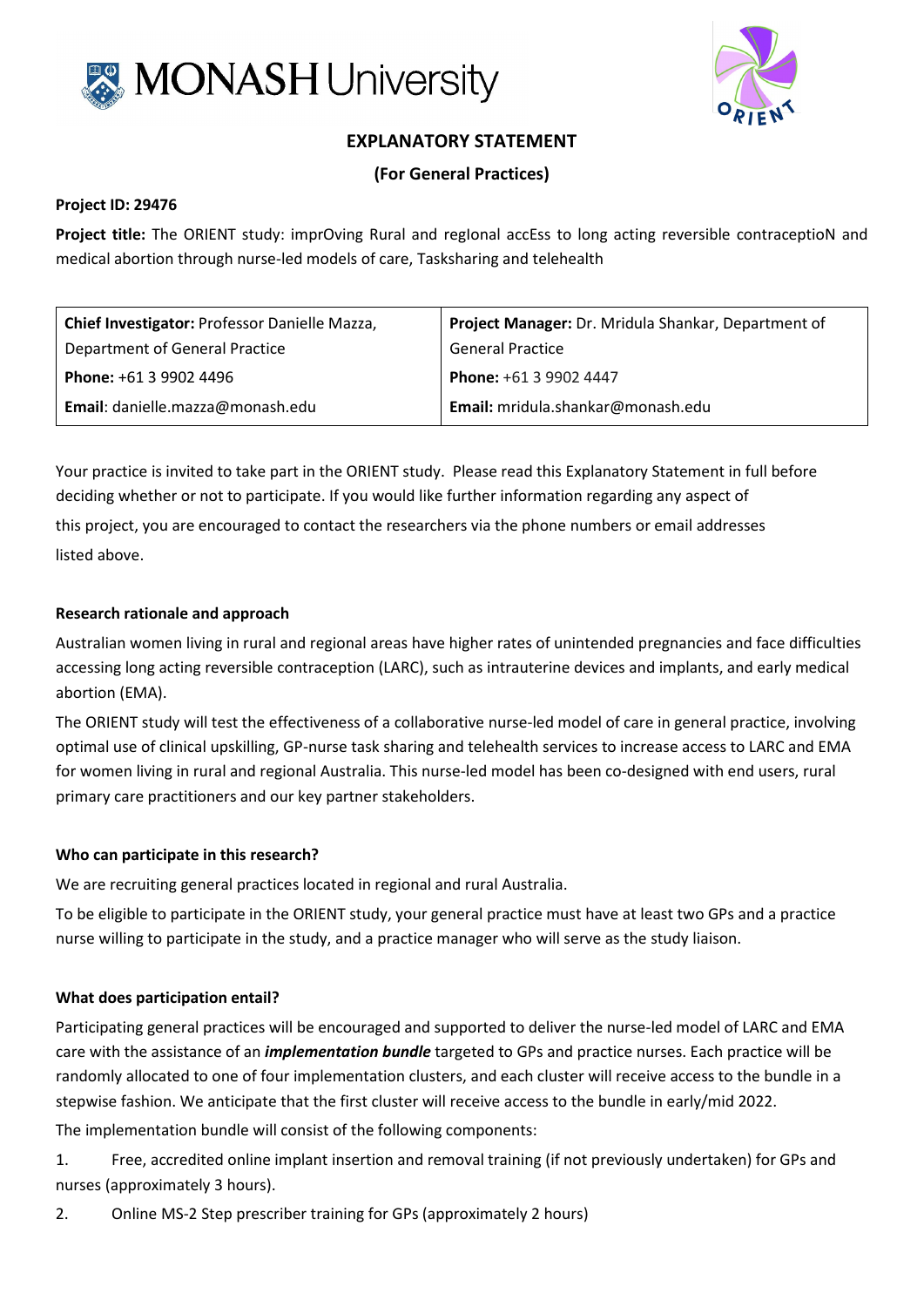# EXPLANATORY STATEMENT

## (For General Practices)

**Project ID: 29476**

**Project title:** The ORIENT study: imprOving Rural and regIonal accEss to long acting reversible contraceptioN and medical abortion through nurse-led models of care, Tasksharing and telehealth

| **Chief Investigator:** Professor Danielle Mazza, Department of General Practice | **Project Manager:** Dr. Mridula Shankar, Department of General Practice |
|---|---|
| **Phone:** +61 3 9902 4496 | **Phone:** +61 3 9902 4447 |
| **Email**: danielle.mazza@monash.edu | **Email:** mridula.shankar@monash.edu |

Your practice is invited to take part in the ORIENT study. Please read this Explanatory Statement in full before deciding whether or not to participate. If you would like further information regarding any aspect of this project, you are encouraged to contact the researchers via the phone numbers or email addresses listed above.

### Research rationale and approach

Australian women living in rural and regional areas have higher rates of unintended pregnancies and face difficulties accessing long acting reversible contraception (LARC), such as intrauterine devices and implants, and early medical abortion (EMA).

The ORIENT study will test the effectiveness of a collaborative nurse-led model of care in general practice, involving optimal use of clinical upskilling, GP-nurse task sharing and telehealth services to increase access to LARC and EMA for women living in rural and regional Australia. This nurse-led model has been co-designed with end users, rural primary care practitioners and our key partner stakeholders.

### Who can participate in this research?

We are recruiting general practices located in regional and rural Australia.

To be eligible to participate in the ORIENT study, your general practice must have at least two GPs and a practice nurse willing to participate in the study, and a practice manager who will serve as the study liaison.

### What does participation entail?

Participating general practices will be encouraged and supported to deliver the nurse-led model of LARC and EMA care with the assistance of an ***implementation bundle*** targeted to GPs and practice nurses. Each practice will be randomly allocated to one of four implementation clusters, and each cluster will receive access to the bundle in a stepwise fashion. We anticipate that the first cluster will receive access to the bundle in early/mid 2022.

The implementation bundle will consist of the following components:

1. Free, accredited online implant insertion and removal training (if not previously undertaken) for GPs and nurses (approximately 3 hours).
2. Online MS-2 Step prescriber training for GPs (approximately 2 hours)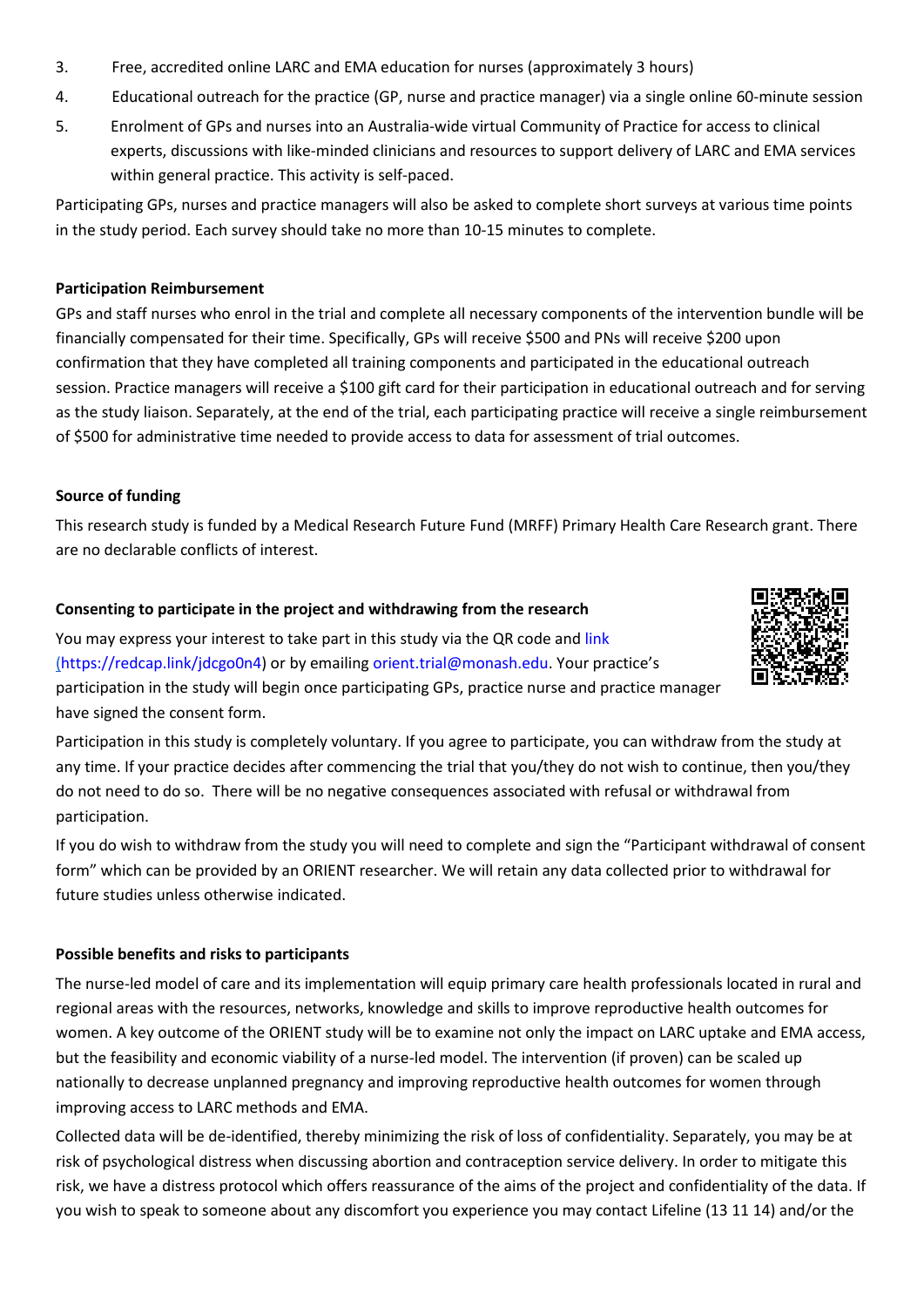3. Free, accredited online LARC and EMA education for nurses (approximately 3 hours)
4. Educational outreach for the practice (GP, nurse and practice manager) via a single online 60-minute session
5. Enrolment of GPs and nurses into an Australia-wide virtual Community of Practice for access to clinical experts, discussions with like-minded clinicians and resources to support delivery of LARC and EMA services within general practice. This activity is self-paced.

Participating GPs, nurses and practice managers will also be asked to complete short surveys at various time points in the study period. Each survey should take no more than 10-15 minutes to complete.

**Participation Reimbursement**

GPs and staff nurses who enrol in the trial and complete all necessary components of the intervention bundle will be financially compensated for their time. Specifically, GPs will receive $500 and PNs will receive $200 upon confirmation that they have completed all training components and participated in the educational outreach session. Practice managers will receive a $100 gift card for their participation in educational outreach and for serving as the study liaison. Separately, at the end of the trial, each participating practice will receive a single reimbursement of $500 for administrative time needed to provide access to data for assessment of trial outcomes.

**Source of funding**

This research study is funded by a Medical Research Future Fund (MRFF) Primary Health Care Research grant. There are no declarable conflicts of interest.

**Consenting to participate in the project and withdrawing from the research**

You may express your interest to take part in this study via the QR code and link (https://redcap.link/jdcgo0n4) or by emailing orient.trial@monash.edu. Your practice's participation in the study will begin once participating GPs, practice nurse and practice manager have signed the consent form.

Participation in this study is completely voluntary. If you agree to participate, you can withdraw from the study at any time. If your practice decides after commencing the trial that you/they do not wish to continue, then you/they do not need to do so. There will be no negative consequences associated with refusal or withdrawal from participation.

If you do wish to withdraw from the study you will need to complete and sign the "Participant withdrawal of consent form" which can be provided by an ORIENT researcher. We will retain any data collected prior to withdrawal for future studies unless otherwise indicated.

**Possible benefits and risks to participants**

The nurse-led model of care and its implementation will equip primary care health professionals located in rural and regional areas with the resources, networks, knowledge and skills to improve reproductive health outcomes for women. A key outcome of the ORIENT study will be to examine not only the impact on LARC uptake and EMA access, but the feasibility and economic viability of a nurse-led model. The intervention (if proven) can be scaled up nationally to decrease unplanned pregnancy and improving reproductive health outcomes for women through improving access to LARC methods and EMA.

Collected data will be de-identified, thereby minimizing the risk of loss of confidentiality. Separately, you may be at risk of psychological distress when discussing abortion and contraception service delivery. In order to mitigate this risk, we have a distress protocol which offers reassurance of the aims of the project and confidentiality of the data. If you wish to speak to someone about any discomfort you experience you may contact Lifeline (13 11 14) and/or the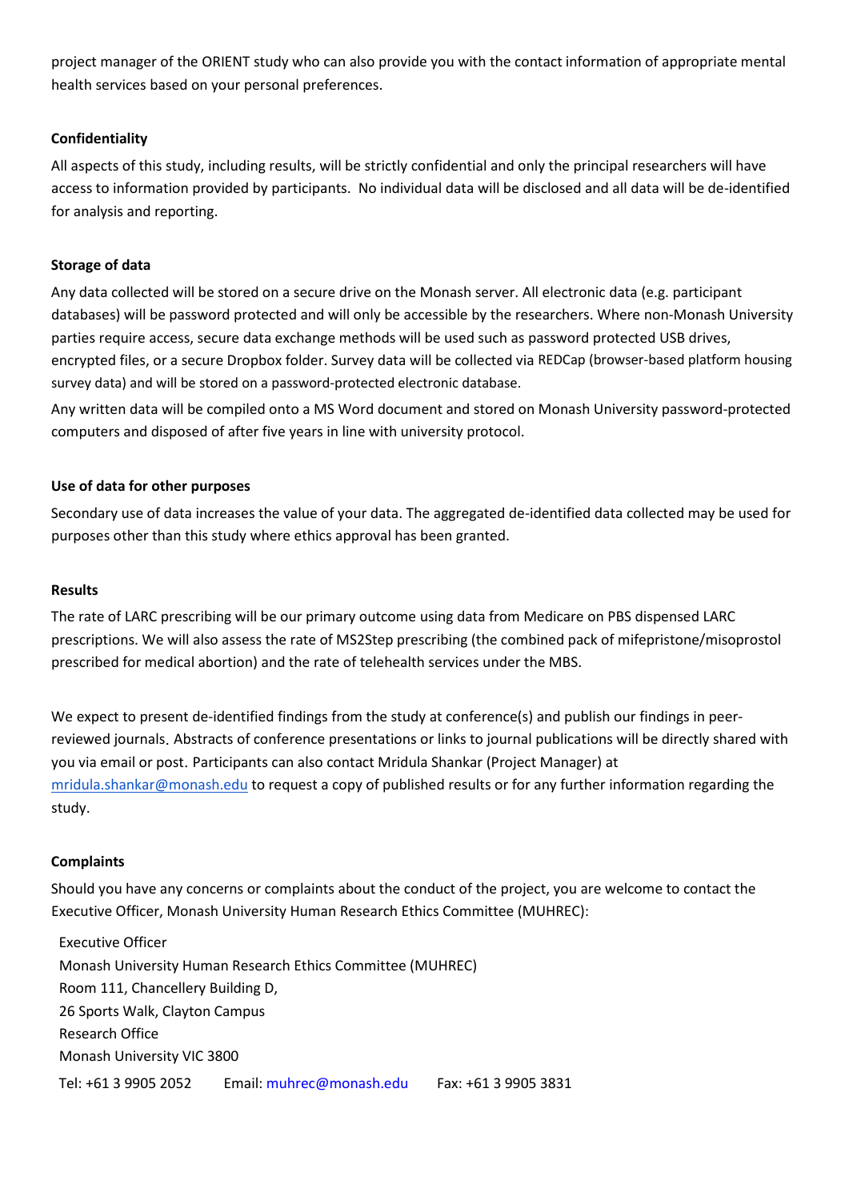project manager of the ORIENT study who can also provide you with the contact information of appropriate mental health services based on your personal preferences.

**Confidentiality**

All aspects of this study, including results, will be strictly confidential and only the principal researchers will have access to information provided by participants. No individual data will be disclosed and all data will be de-identified for analysis and reporting.

**Storage of data**

Any data collected will be stored on a secure drive on the Monash server. All electronic data (e.g. participant databases) will be password protected and will only be accessible by the researchers. Where non-Monash University parties require access, secure data exchange methods will be used such as password protected USB drives, encrypted files, or a secure Dropbox folder. Survey data will be collected via REDCap (browser-based platform housing survey data) and will be stored on a password-protected electronic database.

Any written data will be compiled onto a MS Word document and stored on Monash University password-protected computers and disposed of after five years in line with university protocol.

**Use of data for other purposes**

Secondary use of data increases the value of your data. The aggregated de-identified data collected may be used for purposes other than this study where ethics approval has been granted.

**Results**

The rate of LARC prescribing will be our primary outcome using data from Medicare on PBS dispensed LARC prescriptions. We will also assess the rate of MS2Step prescribing (the combined pack of mifepristone/misoprostol prescribed for medical abortion) and the rate of telehealth services under the MBS.

We expect to present de-identified findings from the study at conference(s) and publish our findings in peer-reviewed journals. Abstracts of conference presentations or links to journal publications will be directly shared with you via email or post. Participants can also contact Mridula Shankar (Project Manager) at mridula.shankar@monash.edu to request a copy of published results or for any further information regarding the study.

**Complaints**

Should you have any concerns or complaints about the conduct of the project, you are welcome to contact the Executive Officer, Monash University Human Research Ethics Committee (MUHREC):

Executive Officer
Monash University Human Research Ethics Committee (MUHREC)
Room 111, Chancellery Building D,
26 Sports Walk, Clayton Campus
Research Office
Monash University VIC 3800

Tel: +61 3 9905 2052 Email: muhrec@monash.edu Fax: +61 3 9905 3831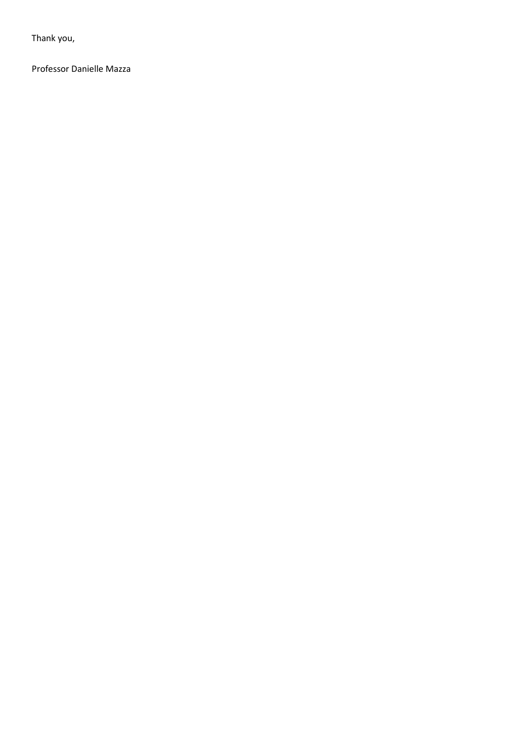Thank you,

Professor Danielle Mazza